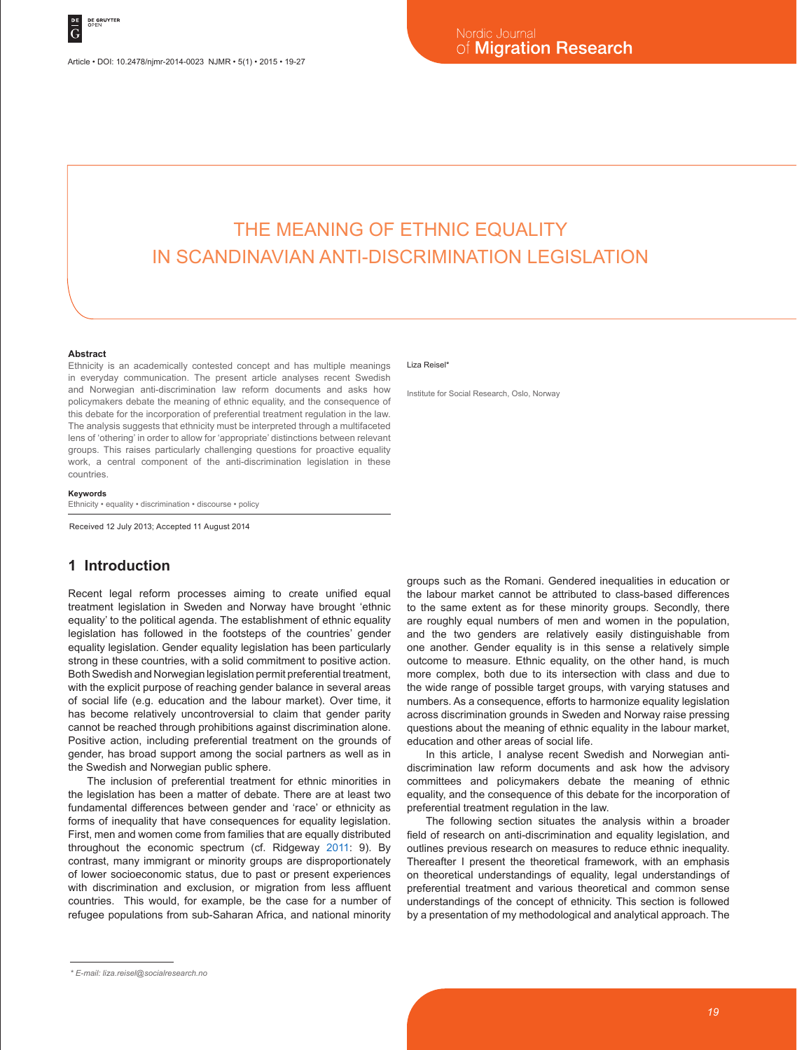# THE MEANING OF ETHNIC EQUALITY IN SCANDINAVIAN ANTI-DISCRIMINATION LEGISLATION

Liza Reisel*

Institute for Social Research, Oslo, Norway

### Abstract

Ethnicity is an academically contested concept and has multiple meanings in everyday communication. The present article analyses recent Swedish and Norwegian anti-discrimination law reform documents and asks how policymakers debate the meaning of ethnic equality, and the consequence of this debate for the incorporation of preferential treatment regulation in the law. The analysis suggests that ethnicity must be interpreted through a multifaceted lens of 'othering' in order to allow for 'appropriate' distinctions between relevant groups. This raises particularly challenging questions for proactive equality work, a central component of the anti-discrimination legislation in these countries.

### Keywords

Ethnicity • equality • discrimination • discourse • policy

Received 12 July 2013; Accepted 11 August 2014

## 1 Introduction

Recent legal reform processes aiming to create unified equal treatment legislation in Sweden and Norway have brought 'ethnic equality' to the political agenda. The establishment of ethnic equality legislation has followed in the footsteps of the countries' gender equality legislation. Gender equality legislation has been particularly strong in these countries, with a solid commitment to positive action. Both Swedish and Norwegian legislation permit preferential treatment, with the explicit purpose of reaching gender balance in several areas of social life (e.g. education and the labour market). Over time, it has become relatively uncontroversial to claim that gender parity cannot be reached through prohibitions against discrimination alone. Positive action, including preferential treatment on the grounds of gender, has broad support among the social partners as well as in the Swedish and Norwegian public sphere.

The inclusion of preferential treatment for ethnic minorities in the legislation has been a matter of debate. There are at least two fundamental differences between gender and 'race' or ethnicity as forms of inequality that have consequences for equality legislation. First, men and women come from families that are equally distributed throughout the economic spectrum (cf. Ridgeway 2011: 9). By contrast, many immigrant or minority groups are disproportionately of lower socioeconomic status, due to past or present experiences with discrimination and exclusion, or migration from less affluent countries. This would, for example, be the case for a number of refugee populations from sub-Saharan Africa, and national minority groups such as the Romani. Gendered inequalities in education or the labour market cannot be attributed to class-based differences to the same extent as for these minority groups. Secondly, there are roughly equal numbers of men and women in the population, and the two genders are relatively easily distinguishable from one another. Gender equality is in this sense a relatively simple outcome to measure. Ethnic equality, on the other hand, is much more complex, both due to its intersection with class and due to the wide range of possible target groups, with varying statuses and numbers. As a consequence, efforts to harmonize equality legislation across discrimination grounds in Sweden and Norway raise pressing questions about the meaning of ethnic equality in the labour market, education and other areas of social life.

In this article, I analyse recent Swedish and Norwegian anti-discrimination law reform documents and ask how the advisory committees and policymakers debate the meaning of ethnic equality, and the consequence of this debate for the incorporation of preferential treatment regulation in the law.

The following section situates the analysis within a broader field of research on anti-discrimination and equality legislation, and outlines previous research on measures to reduce ethnic inequality. Thereafter I present the theoretical framework, with an emphasis on theoretical understandings of equality, legal understandings of preferential treatment and various theoretical and common sense understandings of the concept of ethnicity. This section is followed by a presentation of my methodological and analytical approach. The

\* E-mail: liza.reisel@socialresearch.no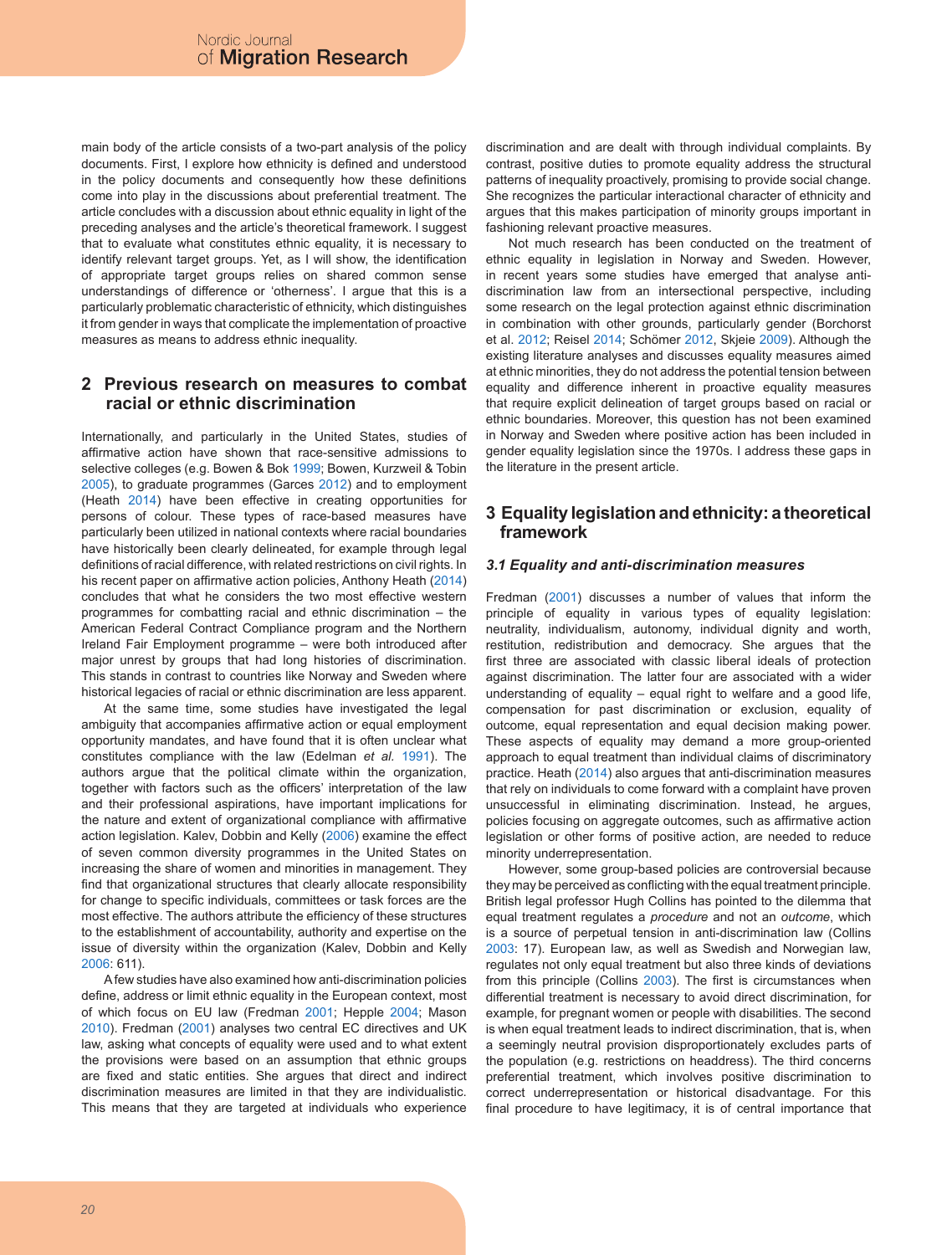main body of the article consists of a two-part analysis of the policy documents. First, I explore how ethnicity is defined and understood in the policy documents and consequently how these definitions come into play in the discussions about preferential treatment. The article concludes with a discussion about ethnic equality in light of the preceding analyses and the article's theoretical framework. I suggest that to evaluate what constitutes ethnic equality, it is necessary to identify relevant target groups. Yet, as I will show, the identification of appropriate target groups relies on shared common sense understandings of difference or 'otherness'. I argue that this is a particularly problematic characteristic of ethnicity, which distinguishes it from gender in ways that complicate the implementation of proactive measures as means to address ethnic inequality.

## 2 Previous research on measures to combat racial or ethnic discrimination

Internationally, and particularly in the United States, studies of affirmative action have shown that race-sensitive admissions to selective colleges (e.g. Bowen & Bok 1999; Bowen, Kurzweil & Tobin 2005), to graduate programmes (Garces 2012) and to employment (Heath 2014) have been effective in creating opportunities for persons of colour. These types of race-based measures have particularly been utilized in national contexts where racial boundaries have historically been clearly delineated, for example through legal definitions of racial difference, with related restrictions on civil rights. In his recent paper on affirmative action policies, Anthony Heath (2014) concludes that what he considers the two most effective western programmes for combatting racial and ethnic discrimination – the American Federal Contract Compliance program and the Northern Ireland Fair Employment programme – were both introduced after major unrest by groups that had long histories of discrimination. This stands in contrast to countries like Norway and Sweden where historical legacies of racial or ethnic discrimination are less apparent.

At the same time, some studies have investigated the legal ambiguity that accompanies affirmative action or equal employment opportunity mandates, and have found that it is often unclear what constitutes compliance with the law (Edelman *et al.* 1991). The authors argue that the political climate within the organization, together with factors such as the officers' interpretation of the law and their professional aspirations, have important implications for the nature and extent of organizational compliance with affirmative action legislation. Kalev, Dobbin and Kelly (2006) examine the effect of seven common diversity programmes in the United States on increasing the share of women and minorities in management. They find that organizational structures that clearly allocate responsibility for change to specific individuals, committees or task forces are the most effective. The authors attribute the efficiency of these structures to the establishment of accountability, authority and expertise on the issue of diversity within the organization (Kalev, Dobbin and Kelly 2006: 611).

A few studies have also examined how anti-discrimination policies define, address or limit ethnic equality in the European context, most of which focus on EU law (Fredman 2001; Hepple 2004; Mason 2010). Fredman (2001) analyses two central EC directives and UK law, asking what concepts of equality were used and to what extent the provisions were based on an assumption that ethnic groups are fixed and static entities. She argues that direct and indirect discrimination measures are limited in that they are individualistic. This means that they are targeted at individuals who experience discrimination and are dealt with through individual complaints. By contrast, positive duties to promote equality address the structural patterns of inequality proactively, promising to provide social change. She recognizes the particular interactional character of ethnicity and argues that this makes participation of minority groups important in fashioning relevant proactive measures.

Not much research has been conducted on the treatment of ethnic equality in legislation in Norway and Sweden. However, in recent years some studies have emerged that analyse anti-discrimination law from an intersectional perspective, including some research on the legal protection against ethnic discrimination in combination with other grounds, particularly gender (Borchorst et al. 2012; Reisel 2014; Schömer 2012, Skjeie 2009). Although the existing literature analyses and discusses equality measures aimed at ethnic minorities, they do not address the potential tension between equality and difference inherent in proactive equality measures that require explicit delineation of target groups based on racial or ethnic boundaries. Moreover, this question has not been examined in Norway and Sweden where positive action has been included in gender equality legislation since the 1970s. I address these gaps in the literature in the present article.

## 3 Equality legislation and ethnicity: a theoretical framework

### 3.1 Equality and anti-discrimination measures

Fredman (2001) discusses a number of values that inform the principle of equality in various types of equality legislation: neutrality, individualism, autonomy, individual dignity and worth, restitution, redistribution and democracy. She argues that the first three are associated with classic liberal ideals of protection against discrimination. The latter four are associated with a wider understanding of equality – equal right to welfare and a good life, compensation for past discrimination or exclusion, equality of outcome, equal representation and equal decision making power. These aspects of equality may demand a more group-oriented approach to equal treatment than individual claims of discriminatory practice. Heath (2014) also argues that anti-discrimination measures that rely on individuals to come forward with a complaint have proven unsuccessful in eliminating discrimination. Instead, he argues, policies focusing on aggregate outcomes, such as affirmative action legislation or other forms of positive action, are needed to reduce minority underrepresentation.

However, some group-based policies are controversial because they may be perceived as conflicting with the equal treatment principle. British legal professor Hugh Collins has pointed to the dilemma that equal treatment regulates a *procedure* and not an *outcome*, which is a source of perpetual tension in anti-discrimination law (Collins 2003: 17). European law, as well as Swedish and Norwegian law, regulates not only equal treatment but also three kinds of deviations from this principle (Collins 2003). The first is circumstances when differential treatment is necessary to avoid direct discrimination, for example, for pregnant women or people with disabilities. The second is when equal treatment leads to indirect discrimination, that is, when a seemingly neutral provision disproportionately excludes parts of the population (e.g. restrictions on headdress). The third concerns preferential treatment, which involves positive discrimination to correct underrepresentation or historical disadvantage. For this final procedure to have legitimacy, it is of central importance that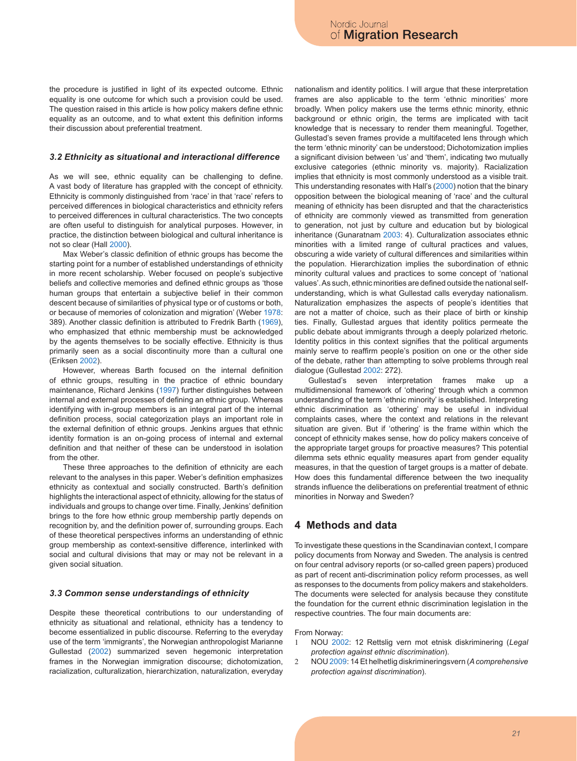the procedure is justified in light of its expected outcome. Ethnic equality is one outcome for which such a provision could be used. The question raised in this article is how policy makers define ethnic equality as an outcome, and to what extent this definition informs their discussion about preferential treatment.

### *3.2 Ethnicity as situational and interactional difference*

As we will see, ethnic equality can be challenging to define. A vast body of literature has grappled with the concept of ethnicity. Ethnicity is commonly distinguished from 'race' in that 'race' refers to perceived differences in biological characteristics and ethnicity refers to perceived differences in cultural characteristics. The two concepts are often useful to distinguish for analytical purposes. However, in practice, the distinction between biological and cultural inheritance is not so clear (Hall 2000).

Max Weber's classic definition of ethnic groups has become the starting point for a number of established understandings of ethnicity in more recent scholarship. Weber focused on people's subjective beliefs and collective memories and defined ethnic groups as 'those human groups that entertain a subjective belief in their common descent because of similarities of physical type or of customs or both, or because of memories of colonization and migration' (Weber 1978: 389). Another classic definition is attributed to Fredrik Barth (1969), who emphasized that ethnic membership must be acknowledged by the agents themselves to be socially effective. Ethnicity is thus primarily seen as a social discontinuity more than a cultural one (Eriksen 2002).

However, whereas Barth focused on the internal definition of ethnic groups, resulting in the practice of ethnic boundary maintenance, Richard Jenkins (1997) further distinguishes between internal and external processes of defining an ethnic group. Whereas identifying with in-group members is an integral part of the internal definition process, social categorization plays an important role in the external definition of ethnic groups. Jenkins argues that ethnic identity formation is an on-going process of internal and external definition and that neither of these can be understood in isolation from the other.

These three approaches to the definition of ethnicity are each relevant to the analyses in this paper. Weber's definition emphasizes ethnicity as contextual and socially constructed. Barth's definition highlights the interactional aspect of ethnicity, allowing for the status of individuals and groups to change over time. Finally, Jenkins' definition brings to the fore how ethnic group membership partly depends on recognition by, and the definition power of, surrounding groups. Each of these theoretical perspectives informs an understanding of ethnic group membership as context-sensitive difference, interlinked with social and cultural divisions that may or may not be relevant in a given social situation.

### *3.3 Common sense understandings of ethnicity*

Despite these theoretical contributions to our understanding of ethnicity as situational and relational, ethnicity has a tendency to become essentialized in public discourse. Referring to the everyday use of the term 'immigrants', the Norwegian anthropologist Marianne Gullestad (2002) summarized seven hegemonic interpretation frames in the Norwegian immigration discourse; dichotomization, racialization, culturalization, hierarchization, naturalization, everyday nationalism and identity politics. I will argue that these interpretation frames are also applicable to the term 'ethnic minorities' more broadly. When policy makers use the terms ethnic minority, ethnic background or ethnic origin, the terms are implicated with tacit knowledge that is necessary to render them meaningful. Together, Gullestad's seven frames provide a multifaceted lens through which the term 'ethnic minority' can be understood; Dichotomization implies a significant division between 'us' and 'them', indicating two mutually exclusive categories (ethnic minority vs. majority). Racialization implies that ethnicity is most commonly understood as a visible trait. This understanding resonates with Hall's (2000) notion that the binary opposition between the biological meaning of 'race' and the cultural meaning of ethnicity has been disrupted and that the characteristics of ethnicity are commonly viewed as transmitted from generation to generation, not just by culture and education but by biological inheritance (Gunaratnam 2003: 4). Culturalization associates ethnic minorities with a limited range of cultural practices and values, obscuring a wide variety of cultural differences and similarities within the population. Hierarchization implies the subordination of ethnic minority cultural values and practices to some concept of 'national values'. As such, ethnic minorities are defined outside the national self-understanding, which is what Gullestad calls everyday nationalism. Naturalization emphasizes the aspects of people's identities that are not a matter of choice, such as their place of birth or kinship ties. Finally, Gullestad argues that identity politics permeate the public debate about immigrants through a deeply polarized rhetoric. Identity politics in this context signifies that the political arguments mainly serve to reaffirm people's position on one or the other side of the debate, rather than attempting to solve problems through real dialogue (Gullestad 2002: 272).

Gullestad's seven interpretation frames make up a multidimensional framework of 'othering' through which a common understanding of the term 'ethnic minority' is established. Interpreting ethnic discrimination as 'othering' may be useful in individual complaints cases, where the context and relations in the relevant situation are given. But if 'othering' is the frame within which the concept of ethnicity makes sense, how do policy makers conceive of the appropriate target groups for proactive measures? This potential dilemma sets ethnic equality measures apart from gender equality measures, in that the question of target groups is a matter of debate. How does this fundamental difference between the two inequality strands influence the deliberations on preferential treatment of ethnic minorities in Norway and Sweden?

## 4 Methods and data

To investigate these questions in the Scandinavian context, I compare policy documents from Norway and Sweden. The analysis is centred on four central advisory reports (or so-called green papers) produced as part of recent anti-discrimination policy reform processes, as well as responses to the documents from policy makers and stakeholders. The documents were selected for analysis because they constitute the foundation for the current ethnic discrimination legislation in the respective countries. The four main documents are:

From Norway:

1. NOU 2002: 12 Rettslig vern mot etnisk diskriminering (*Legal protection against ethnic discrimination*).
2. NOU 2009: 14 Et helhetlig diskrimineringsvern (*A comprehensive protection against discrimination*).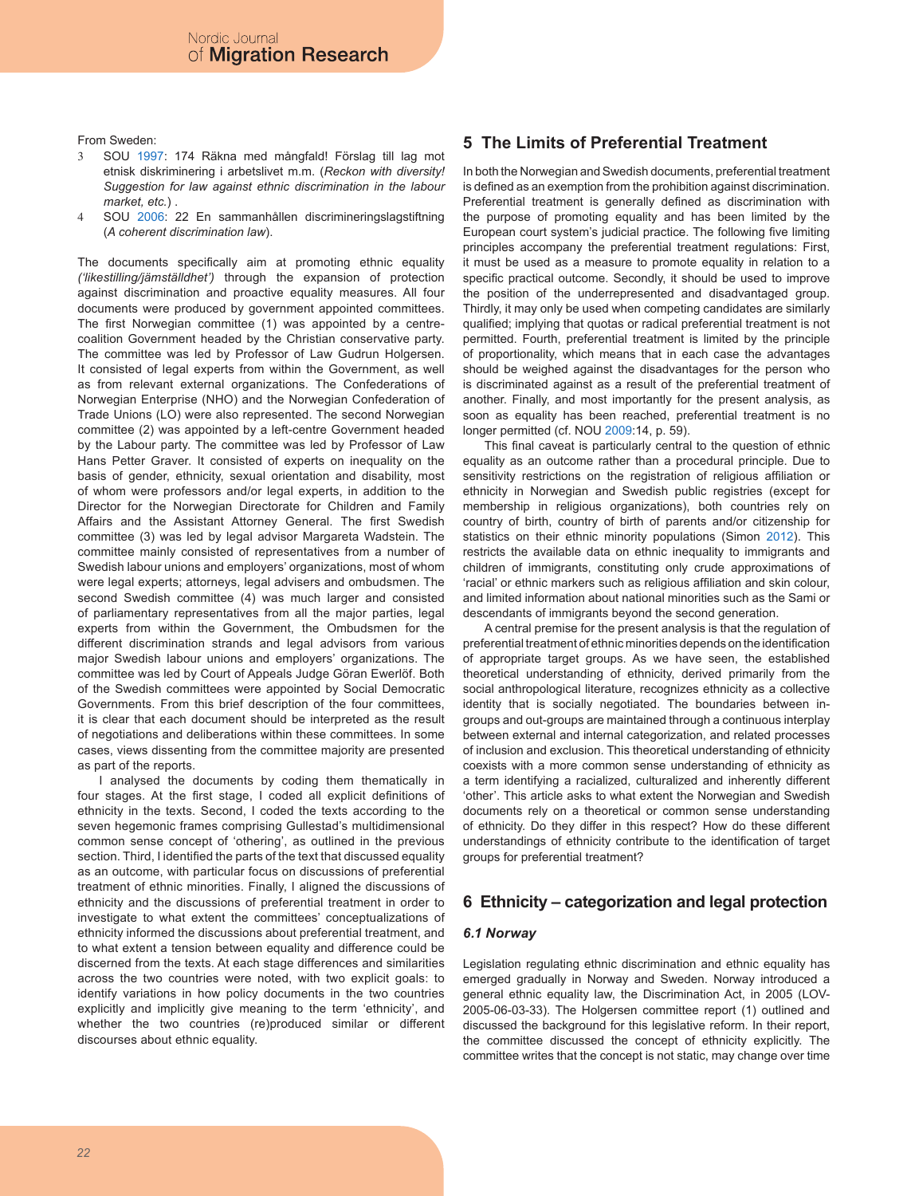From Sweden:

3 SOU 1997: 174 Räkna med mångfald! Förslag till lag mot etnisk diskriminering i arbetslivet m.m. (*Reckon with diversity! Suggestion for law against ethnic discrimination in the labour market, etc.*) .

4 SOU 2006: 22 En sammanhållen discrimineringslagstiftning (*A coherent discrimination law*).

The documents specifically aim at promoting ethnic equality *('likestilling/jämställdhet')* through the expansion of protection against discrimination and proactive equality measures. All four documents were produced by government appointed committees. The first Norwegian committee (1) was appointed by a centre-coalition Government headed by the Christian conservative party. The committee was led by Professor of Law Gudrun Holgersen. It consisted of legal experts from within the Government, as well as from relevant external organizations. The Confederations of Norwegian Enterprise (NHO) and the Norwegian Confederation of Trade Unions (LO) were also represented. The second Norwegian committee (2) was appointed by a left-centre Government headed by the Labour party. The committee was led by Professor of Law Hans Petter Graver. It consisted of experts on inequality on the basis of gender, ethnicity, sexual orientation and disability, most of whom were professors and/or legal experts, in addition to the Director for the Norwegian Directorate for Children and Family Affairs and the Assistant Attorney General. The first Swedish committee (3) was led by legal advisor Margareta Wadstein. The committee mainly consisted of representatives from a number of Swedish labour unions and employers' organizations, most of whom were legal experts; attorneys, legal advisers and ombudsmen. The second Swedish committee (4) was much larger and consisted of parliamentary representatives from all the major parties, legal experts from within the Government, the Ombudsmen for the different discrimination strands and legal advisors from various major Swedish labour unions and employers' organizations. The committee was led by Court of Appeals Judge Göran Ewerlöf. Both of the Swedish committees were appointed by Social Democratic Governments. From this brief description of the four committees, it is clear that each document should be interpreted as the result of negotiations and deliberations within these committees. In some cases, views dissenting from the committee majority are presented as part of the reports.

I analysed the documents by coding them thematically in four stages. At the first stage, I coded all explicit definitions of ethnicity in the texts. Second, I coded the texts according to the seven hegemonic frames comprising Gullestad's multidimensional common sense concept of 'othering', as outlined in the previous section. Third, I identified the parts of the text that discussed equality as an outcome, with particular focus on discussions of preferential treatment of ethnic minorities. Finally, I aligned the discussions of ethnicity and the discussions of preferential treatment in order to investigate to what extent the committees' conceptualizations of ethnicity informed the discussions about preferential treatment, and to what extent a tension between equality and difference could be discerned from the texts. At each stage differences and similarities across the two countries were noted, with two explicit goals: to identify variations in how policy documents in the two countries explicitly and implicitly give meaning to the term 'ethnicity', and whether the two countries (re)produced similar or different discourses about ethnic equality.

## 5 The Limits of Preferential Treatment

In both the Norwegian and Swedish documents, preferential treatment is defined as an exemption from the prohibition against discrimination. Preferential treatment is generally defined as discrimination with the purpose of promoting equality and has been limited by the European court system's judicial practice. The following five limiting principles accompany the preferential treatment regulations: First, it must be used as a measure to promote equality in relation to a specific practical outcome. Secondly, it should be used to improve the position of the underrepresented and disadvantaged group. Thirdly, it may only be used when competing candidates are similarly qualified; implying that quotas or radical preferential treatment is not permitted. Fourth, preferential treatment is limited by the principle of proportionality, which means that in each case the advantages should be weighed against the disadvantages for the person who is discriminated against as a result of the preferential treatment of another. Finally, and most importantly for the present analysis, as soon as equality has been reached, preferential treatment is no longer permitted (cf. NOU 2009:14, p. 59).

This final caveat is particularly central to the question of ethnic equality as an outcome rather than a procedural principle. Due to sensitivity restrictions on the registration of religious affiliation or ethnicity in Norwegian and Swedish public registries (except for membership in religious organizations), both countries rely on country of birth, country of birth of parents and/or citizenship for statistics on their ethnic minority populations (Simon 2012). This restricts the available data on ethnic inequality to immigrants and children of immigrants, constituting only crude approximations of 'racial' or ethnic markers such as religious affiliation and skin colour, and limited information about national minorities such as the Sami or descendants of immigrants beyond the second generation.

A central premise for the present analysis is that the regulation of preferential treatment of ethnic minorities depends on the identification of appropriate target groups. As we have seen, the established theoretical understanding of ethnicity, derived primarily from the social anthropological literature, recognizes ethnicity as a collective identity that is socially negotiated. The boundaries between in-groups and out-groups are maintained through a continuous interplay between external and internal categorization, and related processes of inclusion and exclusion. This theoretical understanding of ethnicity coexists with a more common sense understanding of ethnicity as a term identifying a racialized, culturalized and inherently different 'other'. This article asks to what extent the Norwegian and Swedish documents rely on a theoretical or common sense understanding of ethnicity. Do they differ in this respect? How do these different understandings of ethnicity contribute to the identification of target groups for preferential treatment?

## 6 Ethnicity – categorization and legal protection

### *6.1 Norway*

Legislation regulating ethnic discrimination and ethnic equality has emerged gradually in Norway and Sweden. Norway introduced a general ethnic equality law, the Discrimination Act, in 2005 (LOV-2005-06-03-33). The Holgersen committee report (1) outlined and discussed the background for this legislative reform. In their report, the committee discussed the concept of ethnicity explicitly. The committee writes that the concept is not static, may change over time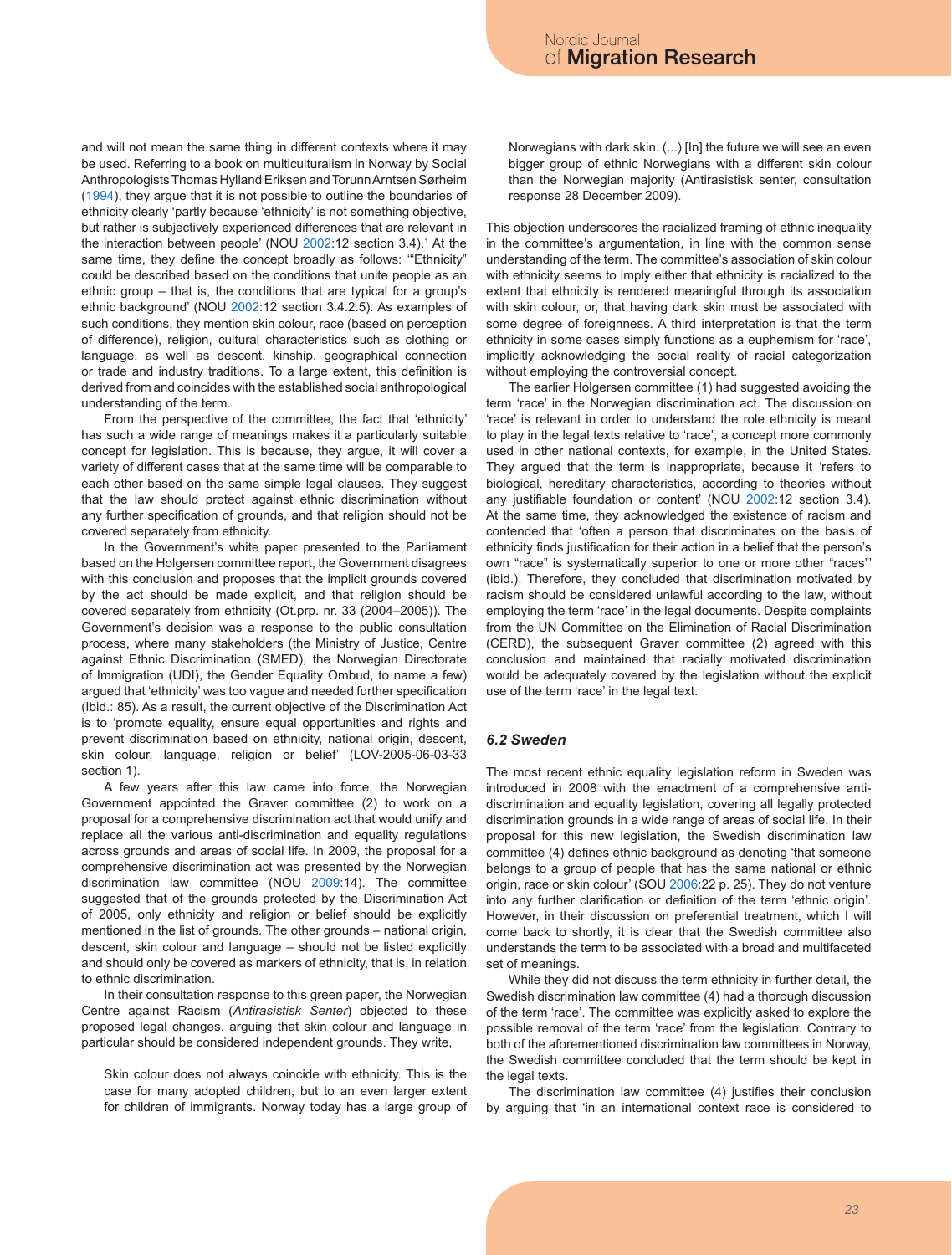and will not mean the same thing in different contexts where it may be used. Referring to a book on multiculturalism in Norway by Social Anthropologists Thomas Hylland Eriksen and Torunn Arntsen Sørheim (1994), they argue that it is not possible to outline the boundaries of ethnicity clearly 'partly because 'ethnicity' is not something objective, but rather is subjectively experienced differences that are relevant in the interaction between people' (NOU 2002:12 section 3.4).[1] At the same time, they define the concept broadly as follows: '"Ethnicity" could be described based on the conditions that unite people as an ethnic group – that is, the conditions that are typical for a group's ethnic background' (NOU 2002:12 section 3.4.2.5). As examples of such conditions, they mention skin colour, race (based on perception of difference), religion, cultural characteristics such as clothing or language, as well as descent, kinship, geographical connection or trade and industry traditions. To a large extent, this definition is derived from and coincides with the established social anthropological understanding of the term.

From the perspective of the committee, the fact that 'ethnicity' has such a wide range of meanings makes it a particularly suitable concept for legislation. This is because, they argue, it will cover a variety of different cases that at the same time will be comparable to each other based on the same simple legal clauses. They suggest that the law should protect against ethnic discrimination without any further specification of grounds, and that religion should not be covered separately from ethnicity.

In the Government's white paper presented to the Parliament based on the Holgersen committee report, the Government disagrees with this conclusion and proposes that the implicit grounds covered by the act should be made explicit, and that religion should be covered separately from ethnicity (Ot.prp. nr. 33 (2004–2005)). The Government's decision was a response to the public consultation process, where many stakeholders (the Ministry of Justice, Centre against Ethnic Discrimination (SMED), the Norwegian Directorate of Immigration (UDI), the Gender Equality Ombud, to name a few) argued that 'ethnicity' was too vague and needed further specification (Ibid.: 85). As a result, the current objective of the Discrimination Act is to 'promote equality, ensure equal opportunities and rights and prevent discrimination based on ethnicity, national origin, descent, skin colour, language, religion or belief' (LOV-2005-06-03-33 section 1).

A few years after this law came into force, the Norwegian Government appointed the Graver committee (2) to work on a proposal for a comprehensive discrimination act that would unify and replace all the various anti-discrimination and equality regulations across grounds and areas of social life. In 2009, the proposal for a comprehensive discrimination act was presented by the Norwegian discrimination law committee (NOU 2009:14). The committee suggested that of the grounds protected by the Discrimination Act of 2005, only ethnicity and religion or belief should be explicitly mentioned in the list of grounds. The other grounds – national origin, descent, skin colour and language – should not be listed explicitly and should only be covered as markers of ethnicity, that is, in relation to ethnic discrimination.

In their consultation response to this green paper, the Norwegian Centre against Racism (*Antirasistisk Senter*) objected to these proposed legal changes, arguing that skin colour and language in particular should be considered independent grounds. They write,

> Skin colour does not always coincide with ethnicity. This is the case for many adopted children, but to an even larger extent for children of immigrants. Norway today has a large group of Norwegians with dark skin. (...) [In] the future we will see an even bigger group of ethnic Norwegians with a different skin colour than the Norwegian majority (Antirasistisk senter, consultation response 28 December 2009).

This objection underscores the racialized framing of ethnic inequality in the committee's argumentation, in line with the common sense understanding of the term. The committee's association of skin colour with ethnicity seems to imply either that ethnicity is racialized to the extent that ethnicity is rendered meaningful through its association with skin colour, or, that having dark skin must be associated with some degree of foreignness. A third interpretation is that the term ethnicity in some cases simply functions as a euphemism for 'race', implicitly acknowledging the social reality of racial categorization without employing the controversial concept.

The earlier Holgersen committee (1) had suggested avoiding the term 'race' in the Norwegian discrimination act. The discussion on 'race' is relevant in order to understand the role ethnicity is meant to play in the legal texts relative to 'race', a concept more commonly used in other national contexts, for example, in the United States. They argued that the term is inappropriate, because it 'refers to biological, hereditary characteristics, according to theories without any justifiable foundation or content' (NOU 2002:12 section 3.4). At the same time, they acknowledged the existence of racism and contended that 'often a person that discriminates on the basis of ethnicity finds justification for their action in a belief that the person's own "race" is systematically superior to one or more other "races"' (ibid.). Therefore, they concluded that discrimination motivated by racism should be considered unlawful according to the law, without employing the term 'race' in the legal documents. Despite complaints from the UN Committee on the Elimination of Racial Discrimination (CERD), the subsequent Graver committee (2) agreed with this conclusion and maintained that racially motivated discrimination would be adequately covered by the legislation without the explicit use of the term 'race' in the legal text.

### *6.2 Sweden*

The most recent ethnic equality legislation reform in Sweden was introduced in 2008 with the enactment of a comprehensive anti-discrimination and equality legislation, covering all legally protected discrimination grounds in a wide range of areas of social life. In their proposal for this new legislation, the Swedish discrimination law committee (4) defines ethnic background as denoting 'that someone belongs to a group of people that has the same national or ethnic origin, race or skin colour' (SOU 2006:22 p. 25). They do not venture into any further clarification or definition of the term 'ethnic origin'. However, in their discussion on preferential treatment, which I will come back to shortly, it is clear that the Swedish committee also understands the term to be associated with a broad and multifaceted set of meanings.

While they did not discuss the term ethnicity in further detail, the Swedish discrimination law committee (4) had a thorough discussion of the term 'race'. The committee was explicitly asked to explore the possible removal of the term 'race' from the legislation. Contrary to both of the aforementioned discrimination law committees in Norway, the Swedish committee concluded that the term should be kept in the legal texts.

The discrimination law committee (4) justifies their conclusion by arguing that 'in an international context race is considered to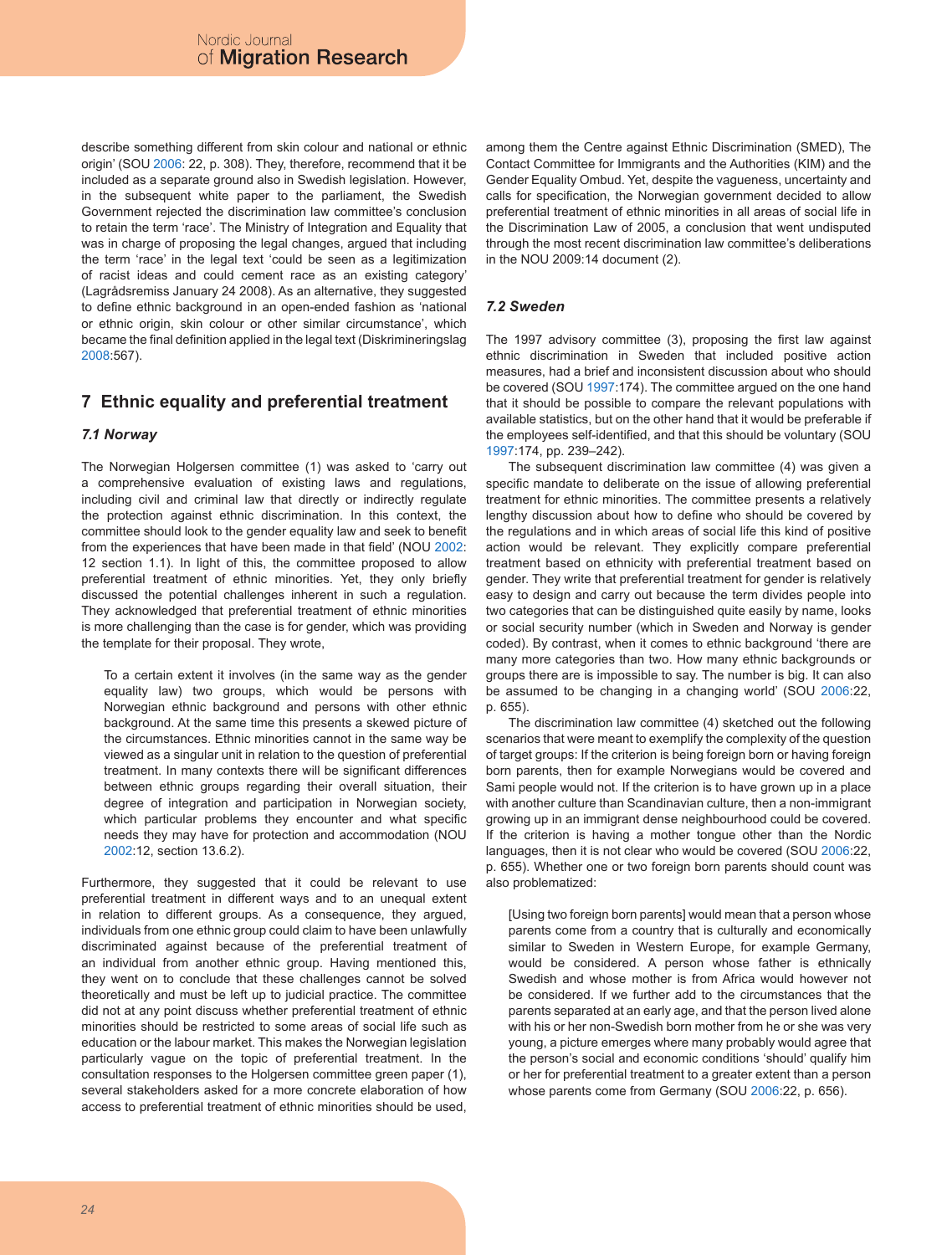describe something different from skin colour and national or ethnic origin' (SOU 2006: 22, p. 308). They, therefore, recommend that it be included as a separate ground also in Swedish legislation. However, in the subsequent white paper to the parliament, the Swedish Government rejected the discrimination law committee's conclusion to retain the term 'race'. The Ministry of Integration and Equality that was in charge of proposing the legal changes, argued that including the term 'race' in the legal text 'could be seen as a legitimization of racist ideas and could cement race as an existing category' (Lagrådsremiss January 24 2008). As an alternative, they suggested to define ethnic background in an open-ended fashion as 'national or ethnic origin, skin colour or other similar circumstance', which became the final definition applied in the legal text (Diskrimineringslag 2008:567).

## 7 Ethnic equality and preferential treatment

### 7.1 Norway

The Norwegian Holgersen committee (1) was asked to 'carry out a comprehensive evaluation of existing laws and regulations, including civil and criminal law that directly or indirectly regulate the protection against ethnic discrimination. In this context, the committee should look to the gender equality law and seek to benefit from the experiences that have been made in that field' (NOU 2002: 12 section 1.1). In light of this, the committee proposed to allow preferential treatment of ethnic minorities. Yet, they only briefly discussed the potential challenges inherent in such a regulation. They acknowledged that preferential treatment of ethnic minorities is more challenging than the case is for gender, which was providing the template for their proposal. They wrote,

> To a certain extent it involves (in the same way as the gender equality law) two groups, which would be persons with Norwegian ethnic background and persons with other ethnic background. At the same time this presents a skewed picture of the circumstances. Ethnic minorities cannot in the same way be viewed as a singular unit in relation to the question of preferential treatment. In many contexts there will be significant differences between ethnic groups regarding their overall situation, their degree of integration and participation in Norwegian society, which particular problems they encounter and what specific needs they may have for protection and accommodation (NOU 2002:12, section 13.6.2).

Furthermore, they suggested that it could be relevant to use preferential treatment in different ways and to an unequal extent in relation to different groups. As a consequence, they argued, individuals from one ethnic group could claim to have been unlawfully discriminated against because of the preferential treatment of an individual from another ethnic group. Having mentioned this, they went on to conclude that these challenges cannot be solved theoretically and must be left up to judicial practice. The committee did not at any point discuss whether preferential treatment of ethnic minorities should be restricted to some areas of social life such as education or the labour market. This makes the Norwegian legislation particularly vague on the topic of preferential treatment. In the consultation responses to the Holgersen committee green paper (1), several stakeholders asked for a more concrete elaboration of how access to preferential treatment of ethnic minorities should be used, among them the Centre against Ethnic Discrimination (SMED), The Contact Committee for Immigrants and the Authorities (KIM) and the Gender Equality Ombud. Yet, despite the vagueness, uncertainty and calls for specification, the Norwegian government decided to allow preferential treatment of ethnic minorities in all areas of social life in the Discrimination Law of 2005, a conclusion that went undisputed through the most recent discrimination law committee's deliberations in the NOU 2009:14 document (2).

### 7.2 Sweden

The 1997 advisory committee (3), proposing the first law against ethnic discrimination in Sweden that included positive action measures, had a brief and inconsistent discussion about who should be covered (SOU 1997:174). The committee argued on the one hand that it should be possible to compare the relevant populations with available statistics, but on the other hand that it would be preferable if the employees self-identified, and that this should be voluntary (SOU 1997:174, pp. 239–242).

The subsequent discrimination law committee (4) was given a specific mandate to deliberate on the issue of allowing preferential treatment for ethnic minorities. The committee presents a relatively lengthy discussion about how to define who should be covered by the regulations and in which areas of social life this kind of positive action would be relevant. They explicitly compare preferential treatment based on ethnicity with preferential treatment based on gender. They write that preferential treatment for gender is relatively easy to design and carry out because the term divides people into two categories that can be distinguished quite easily by name, looks or social security number (which in Sweden and Norway is gender coded). By contrast, when it comes to ethnic background 'there are many more categories than two. How many ethnic backgrounds or groups there are is impossible to say. The number is big. It can also be assumed to be changing in a changing world' (SOU 2006:22, p. 655).

The discrimination law committee (4) sketched out the following scenarios that were meant to exemplify the complexity of the question of target groups: If the criterion is being foreign born or having foreign born parents, then for example Norwegians would be covered and Sami people would not. If the criterion is to have grown up in a place with another culture than Scandinavian culture, then a non-immigrant growing up in an immigrant dense neighbourhood could be covered. If the criterion is having a mother tongue other than the Nordic languages, then it is not clear who would be covered (SOU 2006:22, p. 655). Whether one or two foreign born parents should count was also problematized:

> [Using two foreign born parents] would mean that a person whose parents come from a country that is culturally and economically similar to Sweden in Western Europe, for example Germany, would be considered. A person whose father is ethnically Swedish and whose mother is from Africa would however not be considered. If we further add to the circumstances that the parents separated at an early age, and that the person lived alone with his or her non-Swedish born mother from he or she was very young, a picture emerges where many probably would agree that the person's social and economic conditions 'should' qualify him or her for preferential treatment to a greater extent than a person whose parents come from Germany (SOU 2006:22, p. 656).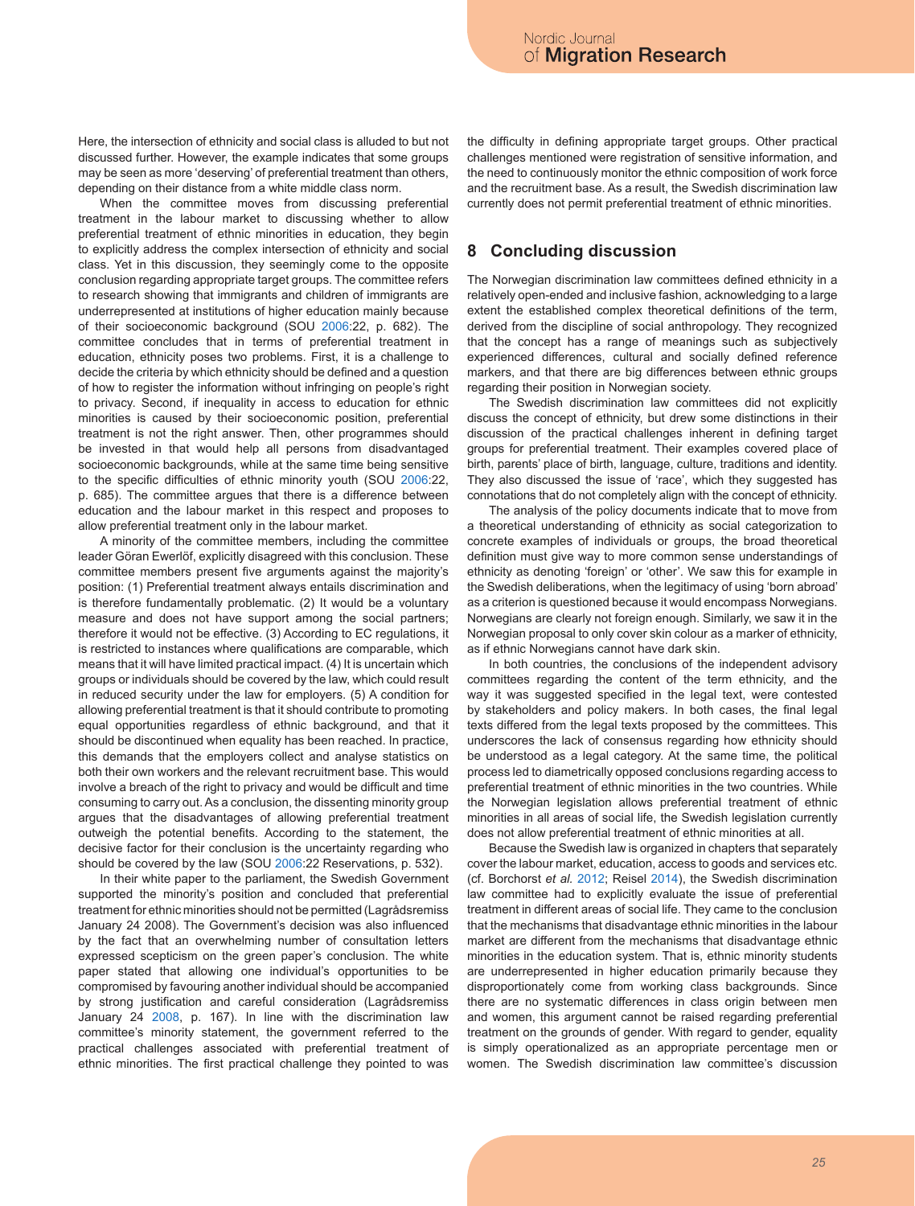Here, the intersection of ethnicity and social class is alluded to but not discussed further. However, the example indicates that some groups may be seen as more 'deserving' of preferential treatment than others, depending on their distance from a white middle class norm.

When the committee moves from discussing preferential treatment in the labour market to discussing whether to allow preferential treatment of ethnic minorities in education, they begin to explicitly address the complex intersection of ethnicity and social class. Yet in this discussion, they seemingly come to the opposite conclusion regarding appropriate target groups. The committee refers to research showing that immigrants and children of immigrants are underrepresented at institutions of higher education mainly because of their socioeconomic background (SOU 2006:22, p. 682). The committee concludes that in terms of preferential treatment in education, ethnicity poses two problems. First, it is a challenge to decide the criteria by which ethnicity should be defined and a question of how to register the information without infringing on people's right to privacy. Second, if inequality in access to education for ethnic minorities is caused by their socioeconomic position, preferential treatment is not the right answer. Then, other programmes should be invested in that would help all persons from disadvantaged socioeconomic backgrounds, while at the same time being sensitive to the specific difficulties of ethnic minority youth (SOU 2006:22, p. 685). The committee argues that there is a difference between education and the labour market in this respect and proposes to allow preferential treatment only in the labour market.

A minority of the committee members, including the committee leader Göran Ewerlöf, explicitly disagreed with this conclusion. These committee members present five arguments against the majority's position: (1) Preferential treatment always entails discrimination and is therefore fundamentally problematic. (2) It would be a voluntary measure and does not have support among the social partners; therefore it would not be effective. (3) According to EC regulations, it is restricted to instances where qualifications are comparable, which means that it will have limited practical impact. (4) It is uncertain which groups or individuals should be covered by the law, which could result in reduced security under the law for employers. (5) A condition for allowing preferential treatment is that it should contribute to promoting equal opportunities regardless of ethnic background, and that it should be discontinued when equality has been reached. In practice, this demands that the employers collect and analyse statistics on both their own workers and the relevant recruitment base. This would involve a breach of the right to privacy and would be difficult and time consuming to carry out. As a conclusion, the dissenting minority group argues that the disadvantages of allowing preferential treatment outweigh the potential benefits. According to the statement, the decisive factor for their conclusion is the uncertainty regarding who should be covered by the law (SOU 2006:22 Reservations, p. 532).

In their white paper to the parliament, the Swedish Government supported the minority's position and concluded that preferential treatment for ethnic minorities should not be permitted (Lagrådsremiss January 24 2008). The Government's decision was also influenced by the fact that an overwhelming number of consultation letters expressed scepticism on the green paper's conclusion. The white paper stated that allowing one individual's opportunities to be compromised by favouring another individual should be accompanied by strong justification and careful consideration (Lagrådsremiss January 24 2008, p. 167). In line with the discrimination law committee's minority statement, the government referred to the practical challenges associated with preferential treatment of ethnic minorities. The first practical challenge they pointed to was the difficulty in defining appropriate target groups. Other practical challenges mentioned were registration of sensitive information, and the need to continuously monitor the ethnic composition of work force and the recruitment base. As a result, the Swedish discrimination law currently does not permit preferential treatment of ethnic minorities.

## 8 Concluding discussion

The Norwegian discrimination law committees defined ethnicity in a relatively open-ended and inclusive fashion, acknowledging to a large extent the established complex theoretical definitions of the term, derived from the discipline of social anthropology. They recognized that the concept has a range of meanings such as subjectively experienced differences, cultural and socially defined reference markers, and that there are big differences between ethnic groups regarding their position in Norwegian society.

The Swedish discrimination law committees did not explicitly discuss the concept of ethnicity, but drew some distinctions in their discussion of the practical challenges inherent in defining target groups for preferential treatment. Their examples covered place of birth, parents' place of birth, language, culture, traditions and identity. They also discussed the issue of 'race', which they suggested has connotations that do not completely align with the concept of ethnicity.

The analysis of the policy documents indicate that to move from a theoretical understanding of ethnicity as social categorization to concrete examples of individuals or groups, the broad theoretical definition must give way to more common sense understandings of ethnicity as denoting 'foreign' or 'other'. We saw this for example in the Swedish deliberations, when the legitimacy of using 'born abroad' as a criterion is questioned because it would encompass Norwegians. Norwegians are clearly not foreign enough. Similarly, we saw it in the Norwegian proposal to only cover skin colour as a marker of ethnicity, as if ethnic Norwegians cannot have dark skin.

In both countries, the conclusions of the independent advisory committees regarding the content of the term ethnicity, and the way it was suggested specified in the legal text, were contested by stakeholders and policy makers. In both cases, the final legal texts differed from the legal texts proposed by the committees. This underscores the lack of consensus regarding how ethnicity should be understood as a legal category. At the same time, the political process led to diametrically opposed conclusions regarding access to preferential treatment of ethnic minorities in the two countries. While the Norwegian legislation allows preferential treatment of ethnic minorities in all areas of social life, the Swedish legislation currently does not allow preferential treatment of ethnic minorities at all.

Because the Swedish law is organized in chapters that separately cover the labour market, education, access to goods and services etc. (cf. Borchorst *et al.* 2012; Reisel 2014), the Swedish discrimination law committee had to explicitly evaluate the issue of preferential treatment in different areas of social life. They came to the conclusion that the mechanisms that disadvantage ethnic minorities in the labour market are different from the mechanisms that disadvantage ethnic minorities in the education system. That is, ethnic minority students are underrepresented in higher education primarily because they disproportionately come from working class backgrounds. Since there are no systematic differences in class origin between men and women, this argument cannot be raised regarding preferential treatment on the grounds of gender. With regard to gender, equality is simply operationalized as an appropriate percentage men or women. The Swedish discrimination law committee's discussion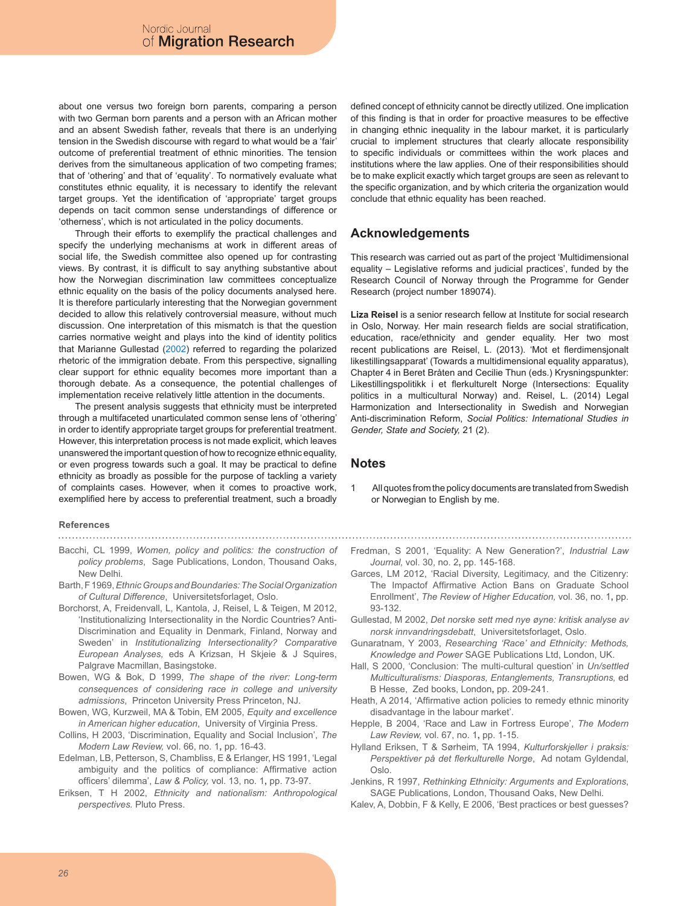about one versus two foreign born parents, comparing a person with two German born parents and a person with an African mother and an absent Swedish father, reveals that there is an underlying tension in the Swedish discourse with regard to what would be a 'fair' outcome of preferential treatment of ethnic minorities. The tension derives from the simultaneous application of two competing frames; that of 'othering' and that of 'equality'. To normatively evaluate what constitutes ethnic equality, it is necessary to identify the relevant target groups. Yet the identification of 'appropriate' target groups depends on tacit common sense understandings of difference or 'otherness', which is not articulated in the policy documents.

Through their efforts to exemplify the practical challenges and specify the underlying mechanisms at work in different areas of social life, the Swedish committee also opened up for contrasting views. By contrast, it is difficult to say anything substantive about how the Norwegian discrimination law committees conceptualize ethnic equality on the basis of the policy documents analysed here. It is therefore particularly interesting that the Norwegian government decided to allow this relatively controversial measure, without much discussion. One interpretation of this mismatch is that the question carries normative weight and plays into the kind of identity politics that Marianne Gullestad (2002) referred to regarding the polarized rhetoric of the immigration debate. From this perspective, signalling clear support for ethnic equality becomes more important than a thorough debate. As a consequence, the potential challenges of implementation receive relatively little attention in the documents.

The present analysis suggests that ethnicity must be interpreted through a multifaceted unarticulated common sense lens of 'othering' in order to identify appropriate target groups for preferential treatment. However, this interpretation process is not made explicit, which leaves unanswered the important question of how to recognize ethnic equality, or even progress towards such a goal. It may be practical to define ethnicity as broadly as possible for the purpose of tackling a variety of complaints cases. However, when it comes to proactive work, exemplified here by access to preferential treatment, such a broadly defined concept of ethnicity cannot be directly utilized. One implication of this finding is that in order for proactive measures to be effective in changing ethnic inequality in the labour market, it is particularly crucial to implement structures that clearly allocate responsibility to specific individuals or committees within the work places and institutions where the law applies. One of their responsibilities should be to make explicit exactly which target groups are seen as relevant to the specific organization, and by which criteria the organization would conclude that ethnic equality has been reached.

## Acknowledgements

This research was carried out as part of the project 'Multidimensional equality – Legislative reforms and judicial practices', funded by the Research Council of Norway through the Programme for Gender Research (project number 189074).

**Liza Reisel** is a senior research fellow at Institute for social research in Oslo, Norway. Her main research fields are social stratification, education, race/ethnicity and gender equality. Her two most recent publications are Reisel, L. (2013). 'Mot et flerdimensjonalt likestillingsapparat' (Towards a multidimensional equality apparatus), Chapter 4 in Beret Bråten and Cecilie Thun (eds.) Krysningspunkter: Likestillingspolitikk i et flerkulturelt Norge (Intersections: Equality politics in a multicultural Norway) and. Reisel, L. (2014) Legal Harmonization and Intersectionality in Swedish and Norwegian Anti-discrimination Reform, *Social Politics: International Studies in Gender, State and Society,* 21 (2).

## Notes

1. All quotes from the policy documents are translated from Swedish or Norwegian to English by me.

### References

Bacchi, CL 1999, *Women, policy and politics: the construction of policy problems*, Sage Publications, London, Thousand Oaks, New Delhi.

Barth, F 1969, *Ethnic Groups and Boundaries: The Social Organization of Cultural Difference*, Universitetsforlaget, Oslo.

Borchorst, A, Freidenvall, L, Kantola, J, Reisel, L & Teigen, M 2012, 'Institutionalizing Intersectionality in the Nordic Countries? Anti-Discrimination and Equality in Denmark, Finland, Norway and Sweden' in *Institutionalizing Intersectionality? Comparative European Analyses,* eds A Krizsan, H Skjeie & J Squires, Palgrave Macmillan, Basingstoke.

Bowen, WG & Bok, D 1999, *The shape of the river: Long-term consequences of considering race in college and university admissions*, Princeton University Press Princeton, NJ.

Bowen, WG, Kurzweil, MA & Tobin, EM 2005, *Equity and excellence in American higher education*, University of Virginia Press.

Collins, H 2003, 'Discrimination, Equality and Social Inclusion', *The Modern Law Review,* vol. 66, no. 1, pp. 16-43.

Edelman, LB, Petterson, S, Chambliss, E & Erlanger, HS 1991, 'Legal ambiguity and the politics of compliance: Affirmative action officers' dilemma', *Law & Policy,* vol. 13, no. 1, pp. 73-97.

Eriksen, T H 2002, *Ethnicity and nationalism: Anthropological perspectives.* Pluto Press.

Fredman, S 2001, 'Equality: A New Generation?', *Industrial Law Journal,* vol. 30, no. 2, pp. 145-168.

Garces, LM 2012, 'Racial Diversity, Legitimacy, and the Citizenry: The Impactof Affirmative Action Bans on Graduate School Enrollment', *The Review of Higher Education,* vol. 36, no. 1, pp. 93-132.

Gullestad, M 2002, *Det norske sett med nye øyne: kritisk analyse av norsk innvandringsdebatt*, Universitetsforlaget, Oslo.

Gunaratnam, Y 2003, *Researching 'Race' and Ethnicity: Methods, Knowledge and Power* SAGE Publications Ltd, London, UK.

Hall, S 2000, 'Conclusion: The multi-cultural question' in *Un/settled Multiculturalisms: Diasporas, Entanglements, Transruptions,* ed B Hesse, Zed books, London, pp. 209-241.

Heath, A 2014, 'Affirmative action policies to remedy ethnic minority disadvantage in the labour market'.

Hepple, B 2004, 'Race and Law in Fortress Europe', *The Modern Law Review,* vol. 67, no. 1, pp. 1-15.

Hylland Eriksen, T & Sørheim, TA 1994, *Kulturforskjeller i praksis: Perspektiver på det flerkulturelle Norge*, Ad notam Gyldendal, Oslo.

Jenkins, R 1997, *Rethinking Ethnicity: Arguments and Explorations*, SAGE Publications, London, Thousand Oaks, New Delhi.

Kalev, A, Dobbin, F & Kelly, E 2006, 'Best practices or best guesses?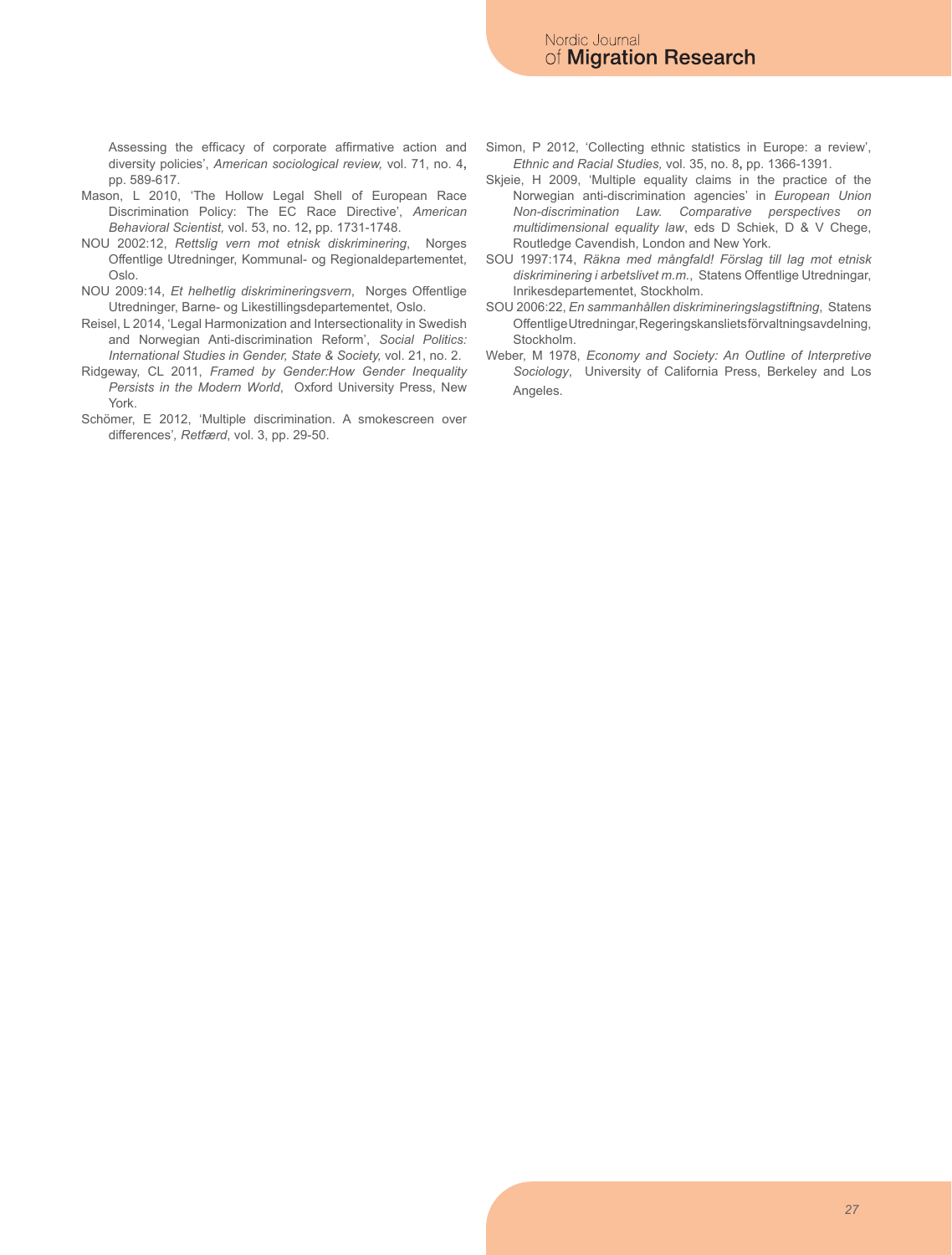Assessing the efficacy of corporate affirmative action and diversity policies', *American sociological review,* vol. 71, no. 4, pp. 589-617.

Mason, L 2010, 'The Hollow Legal Shell of European Race Discrimination Policy: The EC Race Directive', *American Behavioral Scientist,* vol. 53, no. 12, pp. 1731-1748.

NOU 2002:12, *Rettslig vern mot etnisk diskriminering*, Norges Offentlige Utredninger, Kommunal- og Regionaldepartementet, Oslo.

NOU 2009:14, *Et helhetlig diskrimineringsvern*, Norges Offentlige Utredninger, Barne- og Likestillingsdepartementet, Oslo.

Reisel, L 2014, 'Legal Harmonization and Intersectionality in Swedish and Norwegian Anti-discrimination Reform', *Social Politics: International Studies in Gender, State & Society,* vol. 21, no. 2.

Ridgeway, CL 2011, *Framed by Gender:How Gender Inequality Persists in the Modern World*, Oxford University Press, New York.

Schömer, E 2012, 'Multiple discrimination. A smokescreen over differences', *Retfærd*, vol. 3, pp. 29-50.

Simon, P 2012, 'Collecting ethnic statistics in Europe: a review', *Ethnic and Racial Studies,* vol. 35, no. 8, pp. 1366-1391.

Skjeie, H 2009, 'Multiple equality claims in the practice of the Norwegian anti-discrimination agencies' in *European Union Non-discrimination Law. Comparative perspectives on multidimensional equality law*, eds D Schiek, D & V Chege, Routledge Cavendish, London and New York.

SOU 1997:174, *Räkna med mångfald! Förslag till lag mot etnisk diskriminering i arbetslivet m.m.*, Statens Offentlige Utredningar, Inrikesdepartementet, Stockholm.

SOU 2006:22, *En sammanhållen diskrimineringslagstiftning*, Statens Offentlige Utredningar, Regeringskanslietsförvaltningsavdelning, Stockholm.

Weber, M 1978, *Economy and Society: An Outline of Interpretive Sociology*, University of California Press, Berkeley and Los Angeles.